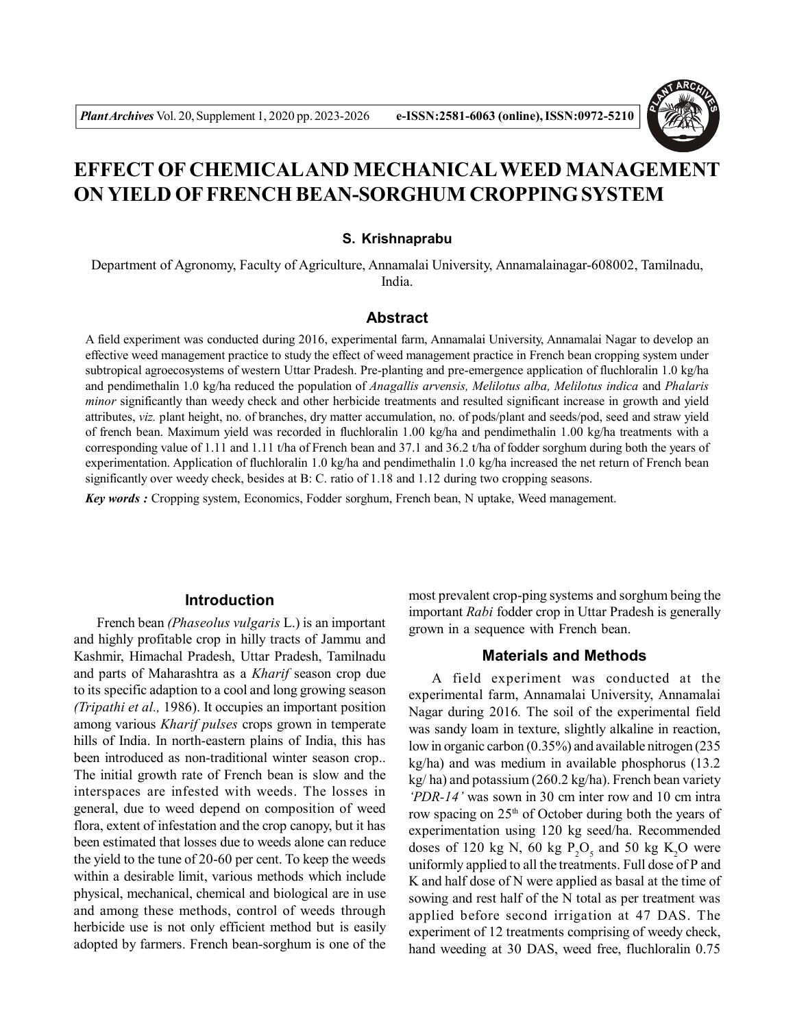# EFFECT OF CHEMICAL AND MECHANICAL WEED MANAGEMENT ON YIELD OF FRENCH BEAN-SORGHUM CROPPING SYSTEM

**S. Krishnaprabu**

Department of Agronomy, Faculty of Agriculture, Annamalai University, Annamalainagar-608002, Tamilnadu, India.

## Abstract

A field experiment was conducted during 2016, experimental farm, Annamalai University, Annamalai Nagar to develop an effective weed management practice to study the effect of weed management practice in French bean cropping system under subtropical agroecosystems of western Uttar Pradesh. Pre-planting and pre-emergence application of fluchloralin 1.0 kg/ha and pendimethalin 1.0 kg/ha reduced the population of *Anagallis arvensis, Melilotus alba, Melilotus indica* and *Phalaris minor* significantly than weedy check and other herbicide treatments and resulted significant increase in growth and yield attributes, *viz.* plant height, no. of branches, dry matter accumulation, no. of pods/plant and seeds/pod, seed and straw yield of french bean. Maximum yield was recorded in fluchloralin 1.00 kg/ha and pendimethalin 1.00 kg/ha treatments with a corresponding value of 1.11 and 1.11 t/ha of French bean and 37.1 and 36.2 t/ha of fodder sorghum during both the years of experimentation. Application of fluchloralin 1.0 kg/ha and pendimethalin 1.0 kg/ha increased the net return of French bean significantly over weedy check, besides at B: C. ratio of 1.18 and 1.12 during two cropping seasons.

***Key words :*** Cropping system, Economics, Fodder sorghum, French bean, N uptake, Weed management.

## Introduction

French bean *(Phaseolus vulgaris* L.) is an important and highly profitable crop in hilly tracts of Jammu and Kashmir, Himachal Pradesh, Uttar Pradesh, Tamilnadu and parts of Maharashtra as a *Kharif* season crop due to its specific adaption to a cool and long growing season *(Tripathi et al.,* 1986). It occupies an important position among various *Kharif pulses* crops grown in temperate hills of India. In north-eastern plains of India, this has been introduced as non-traditional winter season crop.. The initial growth rate of French bean is slow and the interspaces are infested with weeds. The losses in general, due to weed depend on composition of weed flora, extent of infestation and the crop canopy, but it has been estimated that losses due to weeds alone can reduce the yield to the tune of 20-60 per cent. To keep the weeds within a desirable limit, various methods which include physical, mechanical, chemical and biological are in use and among these methods, control of weeds through herbicide use is not only efficient method but is easily adopted by farmers. French bean-sorghum is one of the most prevalent crop-ping systems and sorghum being the important *Rabi* fodder crop in Uttar Pradesh is generally grown in a sequence with French bean.

## Materials and Methods

A field experiment was conducted at the experimental farm, Annamalai University, Annamalai Nagar during 2016. The soil of the experimental field was sandy loam in texture, slightly alkaline in reaction, low in organic carbon (0.35%) and available nitrogen (235 kg/ha) and was medium in available phosphorus (13.2 kg/ ha) and potassium (260.2 kg/ha). French bean variety *'PDR-14'* was sown in 30 cm inter row and 10 cm intra row spacing on 25[th] of October during both the years of experimentation using 120 kg seed/ha. Recommended doses of 120 kg N, 60 kg $P_2O_5$ and 50 kg $K_2O$ were uniformly applied to all the treatments. Full dose of P and K and half dose of N were applied as basal at the time of sowing and rest half of the N total as per treatment was applied before second irrigation at 47 DAS. The experiment of 12 treatments comprising of weedy check, hand weeding at 30 DAS, weed free, fluchloralin 0.75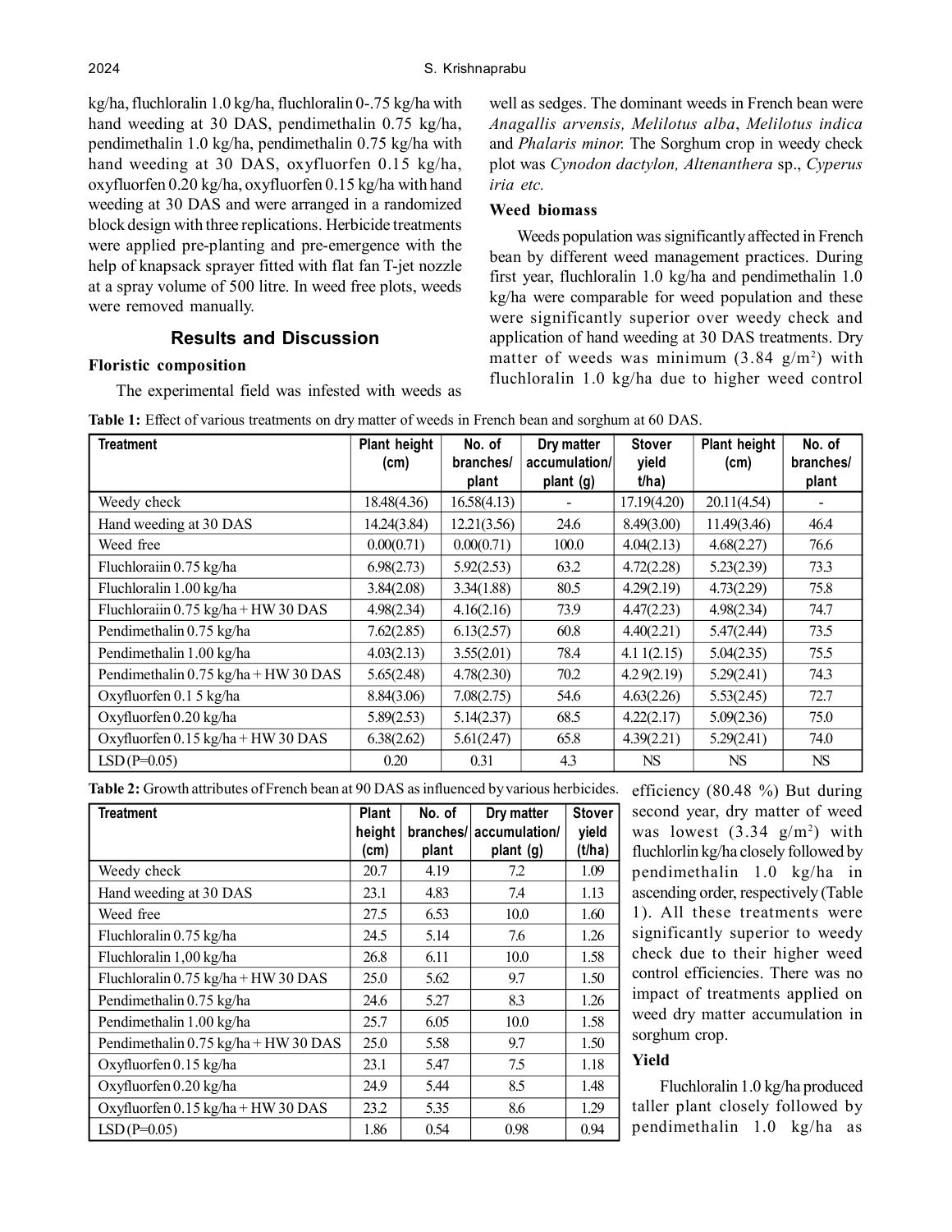kg/ha, fluchloralin 1.0 kg/ha, fluchloralin 0-.75 kg/ha with hand weeding at 30 DAS, pendimethalin 0.75 kg/ha, pendimethalin 1.0 kg/ha, pendimethalin 0.75 kg/ha with hand weeding at 30 DAS, oxyfluorfen 0.15 kg/ha, oxyfluorfen 0.20 kg/ha, oxyfluorfen 0.15 kg/ha with hand weeding at 30 DAS and were arranged in a randomized block design with three replications. Herbicide treatments were applied pre-planting and pre-emergence with the help of knapsack sprayer fitted with flat fan T-jet nozzle at a spray volume of 500 litre. In weed free plots, weeds were removed manually.

## Results and Discussion

### Floristic composition

The experimental field was infested with weeds as well as sedges. The dominant weeds in French bean were *Anagallis arvensis, Melilotus alba*, *Melilotus indica* and *Phalaris minor.* The Sorghum crop in weedy check plot was *Cynodon dactylon, Altenanthera* sp., *Cyperus iria etc.*

### Weed biomass

Weeds population was significantly affected in French bean by different weed management practices. During first year, fluchloralin 1.0 kg/ha and pendimethalin 1.0 kg/ha were comparable for weed population and these were significantly superior over weedy check and application of hand weeding at 30 DAS treatments. Dry matter of weeds was minimum (3.84 g/m$^2$) with fluchloralin 1.0 kg/ha due to higher weed control efficiency (80.48 %) But during second year, dry matter of weed was lowest (3.34 g/m$^2$) with fluchlorlin kg/ha closely followed by pendimethalin 1.0 kg/ha in ascending order, respectively (Table 1). All these treatments were significantly superior to weedy check due to their higher weed control efficiencies. There was no impact of treatments applied on weed dry matter accumulation in sorghum crop.

**Table 1:** Effect of various treatments on dry matter of weeds in French bean and sorghum at 60 DAS.

| Treatment | Plant height (cm) | No. of branches/ plant | Dry matter accumulation/ plant (g) | Stover yield t/ha) | Plant height (cm) | No. of branches/ plant |
|---|---|---|---|---|---|---|
| Weedy check | 18.48(4.36) | 16.58(4.13) | - | 17.19(4.20) | 20.11(4.54) | - |
| Hand weeding at 30 DAS | 14.24(3.84) | 12.21(3.56) | 24.6 | 8.49(3.00) | 11.49(3.46) | 46.4 |
| Weed free | 0.00(0.71) | 0.00(0.71) | 100.0 | 4.04(2.13) | 4.68(2.27) | 76.6 |
| Fluchloraiin 0.75 kg/ha | 6.98(2.73) | 5.92(2.53) | 63.2 | 4.72(2.28) | 5.23(2.39) | 73.3 |
| Fluchloralin 1.00 kg/ha | 3.84(2.08) | 3.34(1.88) | 80.5 | 4.29(2.19) | 4.73(2.29) | 75.8 |
| Fluchloraiin 0.75 kg/ha + HW 30 DAS | 4.98(2.34) | 4.16(2.16) | 73.9 | 4.47(2.23) | 4.98(2.34) | 74.7 |
| Pendimethalin 0.75 kg/ha | 7.62(2.85) | 6.13(2.57) | 60.8 | 4.40(2.21) | 5.47(2.44) | 73.5 |
| Pendimethalin 1.00 kg/ha | 4.03(2.13) | 3.55(2.01) | 78.4 | 4.1 1(2.15) | 5.04(2.35) | 75.5 |
| Pendimethalin 0.75 kg/ha + HW 30 DAS | 5.65(2.48) | 4.78(2.30) | 70.2 | 4.2 9(2.19) | 5.29(2.41) | 74.3 |
| Oxyfluorfen 0.1 5 kg/ha | 8.84(3.06) | 7.08(2.75) | 54.6 | 4.63(2.26) | 5.53(2.45) | 72.7 |
| Oxyfluorfen 0.20 kg/ha | 5.89(2.53) | 5.14(2.37) | 68.5 | 4.22(2.17) | 5.09(2.36) | 75.0 |
| Oxyfluorfen 0.15 kg/ha + HW 30 DAS | 6.38(2.62) | 5.61(2.47) | 65.8 | 4.39(2.21) | 5.29(2.41) | 74.0 |
| LSD (P=0.05) | 0.20 | 0.31 | 4.3 | NS | NS | NS |

**Table 2:** Growth attributes of French bean at 90 DAS as influenced by various herbicides.

| Treatment | Plant height (cm) | No. of branches/ plant | Dry matter accumulation/ plant (g) | Stover yield (t/ha) |
|---|---|---|---|---|
| Weedy check | 20.7 | 4.19 | 7.2 | 1.09 |
| Hand weeding at 30 DAS | 23.1 | 4.83 | 7.4 | 1.13 |
| Weed free | 27.5 | 6.53 | 10.0 | 1.60 |
| Fluchloralin 0.75 kg/ha | 24.5 | 5.14 | 7.6 | 1.26 |
| Fluchloralin 1,00 kg/ha | 26.8 | 6.11 | 10.0 | 1.58 |
| Fluchloralin 0.75 kg/ha + HW 30 DAS | 25.0 | 5.62 | 9.7 | 1.50 |
| Pendimethalin 0.75 kg/ha | 24.6 | 5.27 | 8.3 | 1.26 |
| Pendimethalin 1.00 kg/ha | 25.7 | 6.05 | 10.0 | 1.58 |
| Pendimethalin 0.75 kg/ha + HW 30 DAS | 25.0 | 5.58 | 9.7 | 1.50 |
| Oxyfluorfen 0.15 kg/ha | 23.1 | 5.47 | 7.5 | 1.18 |
| Oxyfluorfen 0.20 kg/ha | 24.9 | 5.44 | 8.5 | 1.48 |
| Oxyfluorfen 0.15 kg/ha + HW 30 DAS | 23.2 | 5.35 | 8.6 | 1.29 |
| LSD (P=0.05) | 1.86 | 0.54 | 0.98 | 0.94 |

### Yield

Fluchloralin 1.0 kg/ha produced taller plant closely followed by pendimethalin 1.0 kg/ha as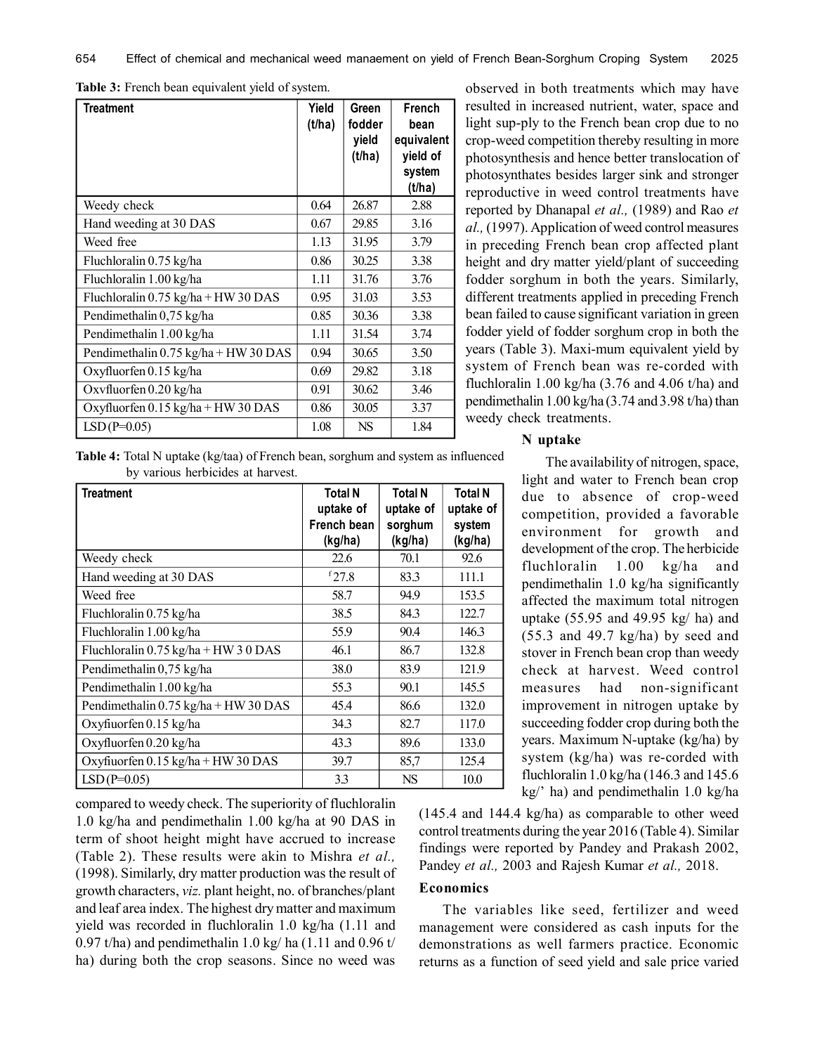**Table 3:** French bean equivalent yield of system.

| Treatment | Yield (t/ha) | Green fodder yield (t/ha) | French bean equivalent yield of system (t/ha) |
|---|---|---|---|
| Weedy check | 0.64 | 26.87 | 2.88 |
| Hand weeding at 30 DAS | 0.67 | 29.85 | 3.16 |
| Weed free | 1.13 | 31.95 | 3.79 |
| Fluchloralin 0.75 kg/ha | 0.86 | 30.25 | 3.38 |
| Fluchloralin 1.00 kg/ha | 1.11 | 31.76 | 3.76 |
| Fluchloralin 0.75 kg/ha + HW 30 DAS | 0.95 | 31.03 | 3.53 |
| Pendimethalin 0,75 kg/ha | 0.85 | 30.36 | 3.38 |
| Pendimethalin 1.00 kg/ha | 1.11 | 31.54 | 3.74 |
| Pendimethalin 0.75 kg/ha + HW 30 DAS | 0.94 | 30.65 | 3.50 |
| Oxyfluorfen 0.15 kg/ha | 0.69 | 29.82 | 3.18 |
| Oxvfluorfen 0.20 kg/ha | 0.91 | 30.62 | 3.46 |
| Oxyfluorfen 0.15 kg/ha + HW 30 DAS | 0.86 | 30.05 | 3.37 |
| LSD (P=0.05) | 1.08 | NS | 1.84 |

**Table 4:** Total N uptake (kg/taa) of French bean, sorghum and system as influenced by various herbicides at harvest.

| Treatment | Total N uptake of French bean (kg/ha) | Total N uptake of sorghum (kg/ha) | Total N uptake of system (kg/ha) |
|---|---|---|---|
| Weedy check | 22.6 | 70.1 | 92.6 |
| Hand weeding at 30 DAS | f 27.8 | 83.3 | 111.1 |
| Weed free | 58.7 | 94.9 | 153.5 |
| Fluchloralin 0.75 kg/ha | 38.5 | 84.3 | 122.7 |
| Fluchloralin 1.00 kg/ha | 55.9 | 90.4 | 146.3 |
| Fluchloralin 0.75 kg/ha + HW 3 0 DAS | 46.1 | 86.7 | 132.8 |
| Pendimethalin 0,75 kg/ha | 38.0 | 83.9 | 121.9 |
| Pendimethalin 1.00 kg/ha | 55.3 | 90.1 | 145.5 |
| Pendimethalin 0.75 kg/ha + HW 30 DAS | 45.4 | 86.6 | 132.0 |
| Oxyfiuorfen 0.15 kg/ha | 34.3 | 82.7 | 117.0 |
| Oxyfluorfen 0.20 kg/ha | 43.3 | 89.6 | 133.0 |
| Oxyfiuorfen 0.15 kg/ha + HW 30 DAS | 39.7 | 85,7 | 125.4 |
| LSD (P=0.05) | 3.3 | NS | 10.0 |

compared to weedy check. The superiority of fluchloralin 1.0 kg/ha and pendimethalin 1.00 kg/ha at 90 DAS in term of shoot height might have accrued to increase (Table 2). These results were akin to Mishra *et al.,* (1998). Similarly, dry matter production was the result of growth characters, *viz.* plant height, no. of branches/plant and leaf area index. The highest dry matter and maximum yield was recorded in fluchloralin 1.0 kg/ha (1.11 and 0.97 t/ha) and pendimethalin 1.0 kg/ ha (1.11 and 0.96 t/ ha) during both the crop seasons. Since no weed was observed in both treatments which may have resulted in increased nutrient, water, space and light sup-ply to the French bean crop due to no crop-weed competition thereby resulting in more photosynthesis and hence better translocation of photosynthates besides larger sink and stronger reproductive in weed control treatments have reported by Dhanapal *et al.,* (1989) and Rao *et al.,* (1997). Application of weed control measures in preceding French bean crop affected plant height and dry matter yield/plant of succeeding fodder sorghum in both the years. Similarly, different treatments applied in preceding French bean failed to cause significant variation in green fodder yield of fodder sorghum crop in both the years (Table 3). Maxi-mum equivalent yield by system of French bean was re-corded with fluchloralin 1.00 kg/ha (3.76 and 4.06 t/ha) and pendimethalin 1.00 kg/ha (3.74 and 3.98 t/ha) than weedy check treatments.

### N uptake

The availability of nitrogen, space, light and water to French bean crop due to absence of crop-weed competition, provided a favorable environment for growth and development of the crop. The herbicide fluchloralin 1.00 kg/ha and pendimethalin 1.0 kg/ha significantly affected the maximum total nitrogen uptake (55.95 and 49.95 kg/ ha) and (55.3 and 49.7 kg/ha) by seed and stover in French bean crop than weedy check at harvest. Weed control measures had non-significant improvement in nitrogen uptake by succeeding fodder crop during both the years. Maximum N-uptake (kg/ha) by system (kg/ha) was re-corded with fluchloralin 1.0 kg/ha (146.3 and 145.6 kg/' ha) and pendimethalin 1.0 kg/ha (145.4 and 144.4 kg/ha) as comparable to other weed control treatments during the year 2016 (Table 4). Similar findings were reported by Pandey and Prakash 2002, Pandey *et al.,* 2003 and Rajesh Kumar *et al.,* 2018.

### Economics

The variables like seed, fertilizer and weed management were considered as cash inputs for the demonstrations as well farmers practice. Economic returns as a function of seed yield and sale price varied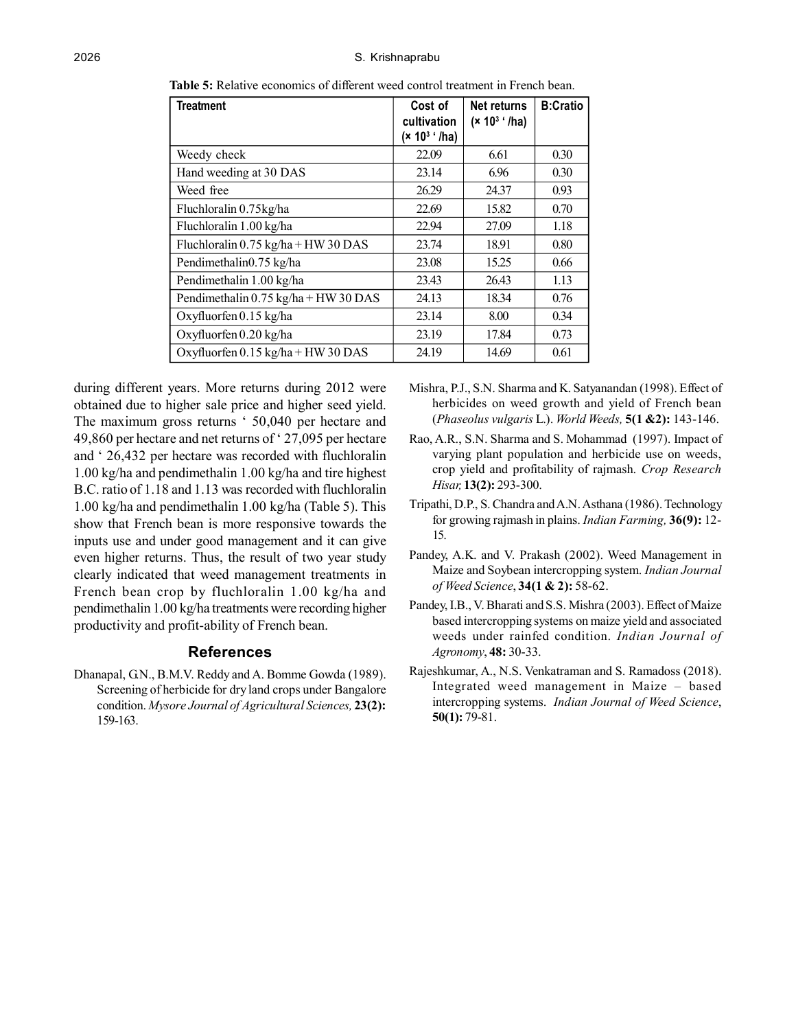**Table 5:** Relative economics of different weed control treatment in French bean.

| Treatment | Cost of cultivation (× $10^3$ ' /ha) | Net returns (× $10^3$ ' /ha) | B:Cratio |
|---|---|---|---|
| Weedy check | 22.09 | 6.61 | 0.30 |
| Hand weeding at 30 DAS | 23.14 | 6.96 | 0.30 |
| Weed free | 26.29 | 24.37 | 0.93 |
| Fluchloralin 0.75kg/ha | 22.69 | 15.82 | 0.70 |
| Fluchloralin 1.00 kg/ha | 22.94 | 27.09 | 1.18 |
| Fluchloralin 0.75 kg/ha + HW 30 DAS | 23.74 | 18.91 | 0.80 |
| Pendimethalin0.75 kg/ha | 23.08 | 15.25 | 0.66 |
| Pendimethalin 1.00 kg/ha | 23.43 | 26.43 | 1.13 |
| Pendimethalin 0.75 kg/ha + HW 30 DAS | 24.13 | 18.34 | 0.76 |
| Oxyfluorfen 0.15 kg/ha | 23.14 | 8.00 | 0.34 |
| Oxyfluorfen 0.20 kg/ha | 23.19 | 17.84 | 0.73 |
| Oxyfluorfen 0.15 kg/ha + HW 30 DAS | 24.19 | 14.69 | 0.61 |

during different years. More returns during 2012 were obtained due to higher sale price and higher seed yield. The maximum gross returns ' 50,040 per hectare and 49,860 per hectare and net returns of ' 27,095 per hectare and ' 26,432 per hectare was recorded with fluchloralin 1.00 kg/ha and pendimethalin 1.00 kg/ha and tire highest B.C. ratio of 1.18 and 1.13 was recorded with fluchloralin 1.00 kg/ha and pendimethalin 1.00 kg/ha (Table 5). This show that French bean is more responsive towards the inputs use and under good management and it can give even higher returns. Thus, the result of two year study clearly indicated that weed management treatments in French bean crop by fluchloralin 1.00 kg/ha and pendimethalin 1.00 kg/ha treatments were recording higher productivity and profit-ability of French bean.

## References

Dhanapal, G.N., B.M.V. Reddy and A. Bomme Gowda (1989). Screening of herbicide for dry land crops under Bangalore condition. *Mysore Journal of Agricultural Sciences,* **23(2):** 159-163.

Mishra, P.J., S.N. Sharma and K. Satyanandan (1998). Effect of herbicides on weed growth and yield of French bean (*Phaseolus vulgaris* L.). *World Weeds,* **5(1 &2):** 143-146.

Rao, A.R., S.N. Sharma and S. Mohammad (1997). Impact of varying plant population and herbicide use on weeds, crop yield and profitability of rajmash. *Crop Research Hisar,* **13(2):** 293-300.

Tripathi, D.P., S. Chandra and A.N. Asthana (1986). Technology for growing rajmash in plains. *Indian Farming,* **36(9):** 12-15.

Pandey, A.K. and V. Prakash (2002). Weed Management in Maize and Soybean intercropping system. *Indian Journal of Weed Science*, **34(1 & 2):** 58-62.

Pandey, I.B., V. Bharati and S.S. Mishra (2003). Effect of Maize based intercropping systems on maize yield and associated weeds under rainfed condition. *Indian Journal of Agronomy*, **48:** 30-33.

Rajeshkumar, A., N.S. Venkatraman and S. Ramadoss (2018). Integrated weed management in Maize – based intercropping systems. *Indian Journal of Weed Science*, **50(1):** 79-81.